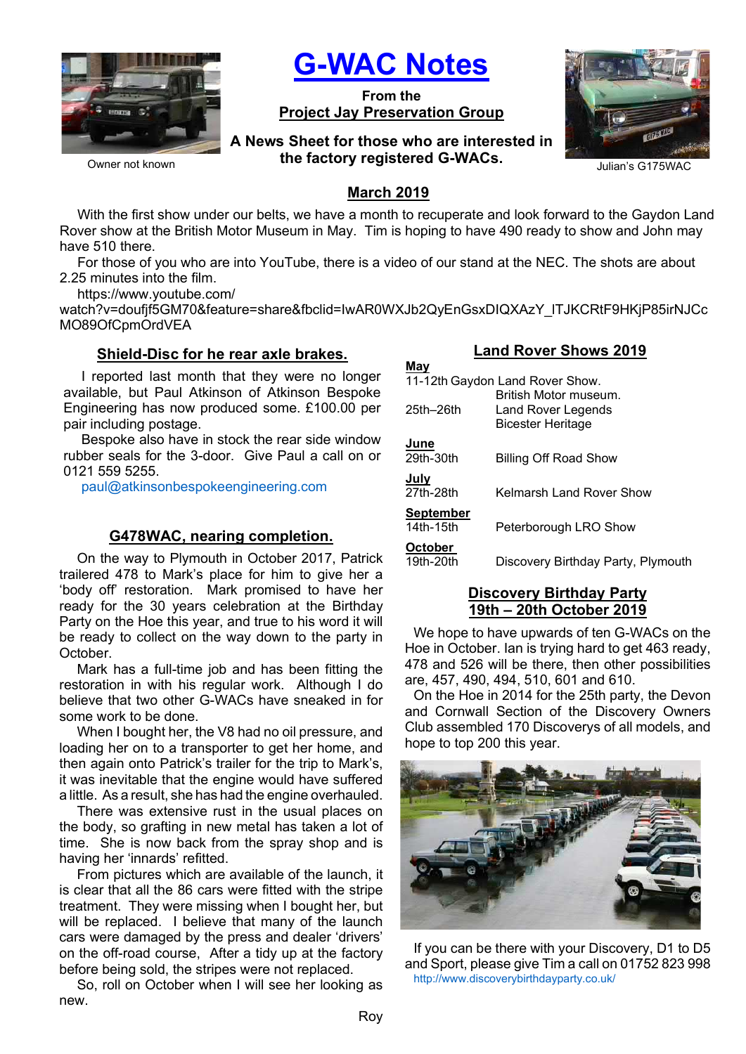Owner not known

# G-WAC Notes

**From the**
**Project Jay Preservation Group**

**A News Sheet for those who are interested in the factory registered G-WACs.**

Julian's G175WAC

## March 2019

With the first show under our belts, we have a month to recuperate and look forward to the Gaydon Land Rover show at the British Motor Museum in May. Tim is hoping to have 490 ready to show and John may have 510 there.

For those of you who are into YouTube, there is a video of our stand at the NEC. The shots are about 2.25 minutes into the film.

https://www.youtube.com/watch?v=doufjf5GM70&feature=share&fbclid=IwAR0WXJb2QyEnGsxDIQXAzY_ITJKCRtF9HKjP85irNJCcMO89OfCpmOrdVEA

### Shield-Disc for he rear axle brakes.

I reported last month that they were no longer available, but Paul Atkinson of Atkinson Bespoke Engineering has now produced some. £100.00 per pair including postage.

Bespoke also have in stock the rear side window rubber seals for the 3-door. Give Paul a call on or 0121 559 5255.

paul@atkinsonbespokeengineering.com

### G478WAC, nearing completion.

On the way to Plymouth in October 2017, Patrick trailered 478 to Mark's place for him to give her a 'body off' restoration. Mark promised to have her ready for the 30 years celebration at the Birthday Party on the Hoe this year, and true to his word it will be ready to collect on the way down to the party in October.

Mark has a full-time job and has been fitting the restoration in with his regular work. Although I do believe that two other G-WACs have sneaked in for some work to be done.

When I bought her, the V8 had no oil pressure, and loading her on to a transporter to get her home, and then again onto Patrick's trailer for the trip to Mark's, it was inevitable that the engine would have suffered a little. As a result, she has had the engine overhauled.

There was extensive rust in the usual places on the body, so grafting in new metal has taken a lot of time. She is now back from the spray shop and is having her 'innards' refitted.

From pictures which are available of the launch, it is clear that all the 86 cars were fitted with the stripe treatment. They were missing when I bought her, but will be replaced. I believe that many of the launch cars were damaged by the press and dealer 'drivers' on the off-road course, After a tidy up at the factory before being sold, the stripes were not replaced.

So, roll on October when I will see her looking as new.

Roy

### Land Rover Shows 2019

**May**

| | |
|---|---|
| 11-12th | Gaydon Land Rover Show. British Motor museum. |
| 25th–26th | Land Rover Legends Bicester Heritage |

**June**

| | |
|---|---|
| 29th-30th | Billing Off Road Show |

**July**

| | |
|---|---|
| 27th-28th | Kelmarsh Land Rover Show |

**September**

| | |
|---|---|
| 14th-15th | Peterborough LRO Show |

**October**

| | |
|---|---|
| 19th-20th | Discovery Birthday Party, Plymouth |

### Discovery Birthday Party 19th – 20th October 2019

We hope to have upwards of ten G-WACs on the Hoe in October. Ian is trying hard to get 463 ready, 478 and 526 will be there, then other possibilities are, 457, 490, 494, 510, 601 and 610.

On the Hoe in 2014 for the 25th party, the Devon and Cornwall Section of the Discovery Owners Club assembled 170 Discoverys of all models, and hope to top 200 this year.

If you can be there with your Discovery, D1 to D5 and Sport, please give Tim a call on 01752 823 998

http://www.discoverybirthdayparty.co.uk/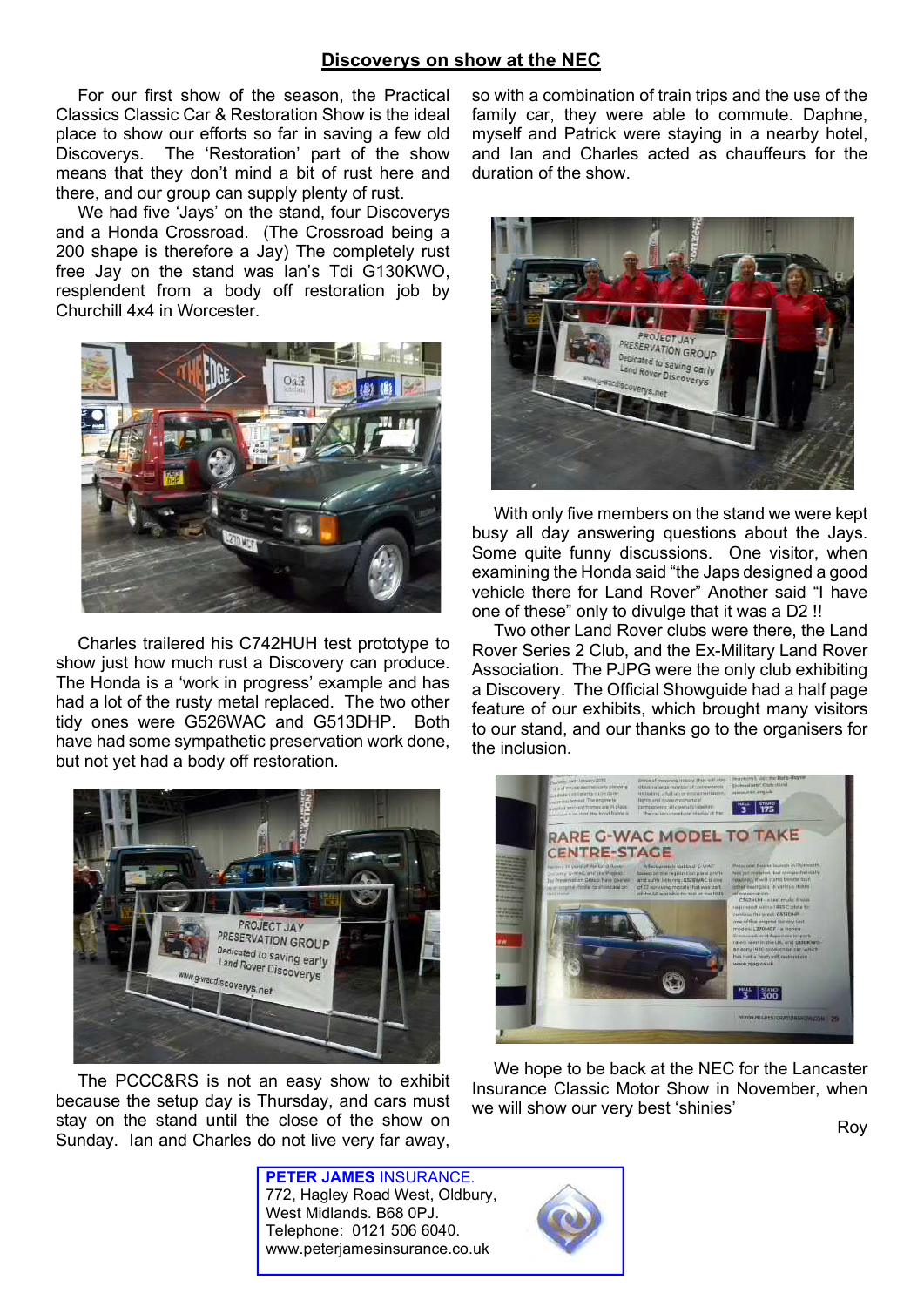## Discoverys on show at the NEC

For our first show of the season, the Practical Classics Classic Car & Restoration Show is the ideal place to show our efforts so far in saving a few old Discoverys. The 'Restoration' part of the show means that they don't mind a bit of rust here and there, and our group can supply plenty of rust.

We had five 'Jays' on the stand, four Discoverys and a Honda Crossroad. (The Crossroad being a 200 shape is therefore a Jay) The completely rust free Jay on the stand was Ian's Tdi G130KWO, resplendent from a body off restoration job by Churchill 4x4 in Worcester.

Charles trailered his C742HUH test prototype to show just how much rust a Discovery can produce. The Honda is a 'work in progress' example and has had a lot of the rusty metal replaced. The two other tidy ones were G526WAC and G513DHP. Both have had some sympathetic preservation work done, but not yet had a body off restoration.

The PCCC&RS is not an easy show to exhibit because the setup day is Thursday, and cars must stay on the stand until the close of the show on Sunday. Ian and Charles do not live very far away, so with a combination of train trips and the use of the family car, they were able to commute. Daphne, myself and Patrick were staying in a nearby hotel, and Ian and Charles acted as chauffeurs for the duration of the show.

With only five members on the stand we were kept busy all day answering questions about the Jays. Some quite funny discussions. One visitor, when examining the Honda said "the Japs designed a good vehicle there for Land Rover" Another said "I have one of these" only to divulge that it was a D2 !!

Two other Land Rover clubs were there, the Land Rover Series 2 Club, and the Ex-Military Land Rover Association. The PJPG were the only club exhibiting a Discovery. The Official Showguide had a half page feature of our exhibits, which brought many visitors to our stand, and our thanks go to the organisers for the inclusion.

We hope to be back at the NEC for the Lancaster Insurance Classic Motor Show in November, when we will show our very best 'shinies'

Roy

**PETER JAMES** INSURANCE.
772, Hagley Road West, Oldbury,
West Midlands. B68 0PJ.
Telephone: 0121 506 6040.
www.peterjamesinsurance.co.uk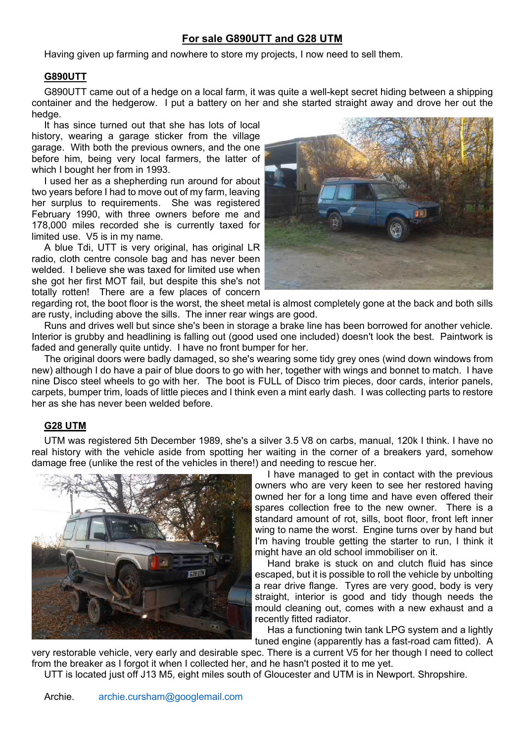## For sale G890UTT and G28 UTM

Having given up farming and nowhere to store my projects, I now need to sell them.

### G890UTT

G890UTT came out of a hedge on a local farm, it was quite a well-kept secret hiding between a shipping container and the hedgerow. I put a battery on her and she started straight away and drove her out the hedge.

It has since turned out that she has lots of local history, wearing a garage sticker from the village garage. With both the previous owners, and the one before him, being very local farmers, the latter of which I bought her from in 1993.

I used her as a shepherding run around for about two years before I had to move out of my farm, leaving her surplus to requirements. She was registered February 1990, with three owners before me and 178,000 miles recorded she is currently taxed for limited use. V5 is in my name.

A blue Tdi, UTT is very original, has original LR radio, cloth centre console bag and has never been welded. I believe she was taxed for limited use when she got her first MOT fail, but despite this she's not totally rotten! There are a few places of concern regarding rot, the boot floor is the worst, the sheet metal is almost completely gone at the back and both sills are rusty, including above the sills. The inner rear wings are good.

Runs and drives well but since she's been in storage a brake line has been borrowed for another vehicle. Interior is grubby and headlining is falling out (good used one included) doesn't look the best. Paintwork is faded and generally quite untidy. I have no front bumper for her.

The original doors were badly damaged, so she's wearing some tidy grey ones (wind down windows from new) although I do have a pair of blue doors to go with her, together with wings and bonnet to match. I have nine Disco steel wheels to go with her. The boot is FULL of Disco trim pieces, door cards, interior panels, carpets, bumper trim, loads of little pieces and I think even a mint early dash. I was collecting parts to restore her as she has never been welded before.

### G28 UTM

UTM was registered 5th December 1989, she's a silver 3.5 V8 on carbs, manual, 120k I think. I have no real history with the vehicle aside from spotting her waiting in the corner of a breakers yard, somehow damage free (unlike the rest of the vehicles in there!) and needing to rescue her.

I have managed to get in contact with the previous owners who are very keen to see her restored having owned her for a long time and have even offered their spares collection free to the new owner. There is a standard amount of rot, sills, boot floor, front left inner wing to name the worst. Engine turns over by hand but I'm having trouble getting the starter to run, I think it might have an old school immobiliser on it.

Hand brake is stuck on and clutch fluid has since escaped, but it is possible to roll the vehicle by unbolting a rear drive flange. Tyres are very good, body is very straight, interior is good and tidy though needs the mould cleaning out, comes with a new exhaust and a recently fitted radiator.

Has a functioning twin tank LPG system and a lightly tuned engine (apparently has a fast-road cam fitted). A very restorable vehicle, very early and desirable spec. There is a current V5 for her though I need to collect from the breaker as I forgot it when I collected her, and he hasn't posted it to me yet.

UTT is located just off J13 M5, eight miles south of Gloucester and UTM is in Newport. Shropshire.

Archie. archie.cursham@googlemail.com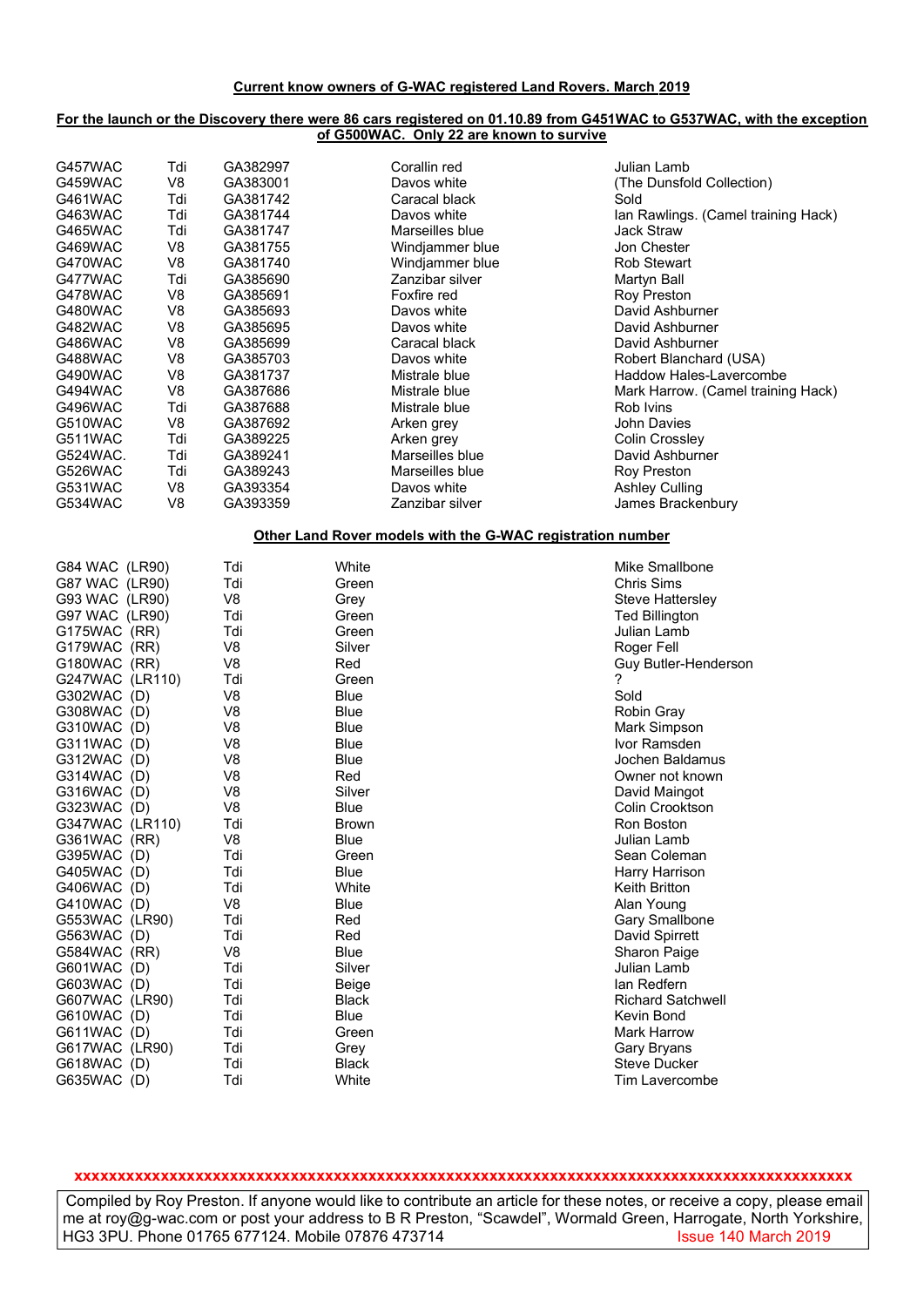**Current know owners of G-WAC registered Land Rovers. March 2019**

**For the launch or the Discovery there were 86 cars registered on 01.10.89 from G451WAC to G537WAC, with the exception of G500WAC. Only 22 are known to survive**

| | | | | |
|---|---|---|---|---|
| G457WAC | Tdi | GA382997 | Corallin red | Julian Lamb |
| G459WAC | V8 | GA383001 | Davos white | (The Dunsfold Collection) |
| G461WAC | Tdi | GA381742 | Caracal black | Sold |
| G463WAC | Tdi | GA381744 | Davos white | Ian Rawlings. (Camel training Hack) |
| G465WAC | Tdi | GA381747 | Marseilles blue | Jack Straw |
| G469WAC | V8 | GA381755 | Windjammer blue | Jon Chester |
| G470WAC | V8 | GA381740 | Windjammer blue | Rob Stewart |
| G477WAC | Tdi | GA385690 | Zanzibar silver | Martyn Ball |
| G478WAC | V8 | GA385691 | Foxfire red | Roy Preston |
| G480WAC | V8 | GA385693 | Davos white | David Ashburner |
| G482WAC | V8 | GA385695 | Davos white | David Ashburner |
| G486WAC | V8 | GA385699 | Caracal black | David Ashburner |
| G488WAC | V8 | GA385703 | Davos white | Robert Blanchard (USA) |
| G490WAC | V8 | GA381737 | Mistrale blue | Haddow Hales-Lavercombe |
| G494WAC | V8 | GA387686 | Mistrale blue | Mark Harrow. (Camel training Hack) |
| G496WAC | Tdi | GA387688 | Mistrale blue | Rob Ivins |
| G510WAC | V8 | GA387692 | Arken grey | John Davies |
| G511WAC | Tdi | GA389225 | Arken grey | Colin Crossley |
| G524WAC. | Tdi | GA389241 | Marseilles blue | David Ashburner |
| G526WAC | Tdi | GA389243 | Marseilles blue | Roy Preston |
| G531WAC | V8 | GA393354 | Davos white | Ashley Culling |
| G534WAC | V8 | GA393359 | Zanzibar silver | James Brackenbury |

**Other Land Rover models with the G-WAC registration number**

| | | | |
|---|---|---|---|
| G84 WAC (LR90) | Tdi | White | Mike Smallbone |
| G87 WAC (LR90) | Tdi | Green | Chris Sims |
| G93 WAC (LR90) | V8 | Grey | Steve Hattersley |
| G97 WAC (LR90) | Tdi | Green | Ted Billington |
| G175WAC (RR) | Tdi | Green | Julian Lamb |
| G179WAC (RR) | V8 | Silver | Roger Fell |
| G180WAC (RR) | V8 | Red | Guy Butler-Henderson |
| G247WAC (LR110) | Tdi | Green | ? |
| G302WAC (D) | V8 | Blue | Sold |
| G308WAC (D) | V8 | Blue | Robin Gray |
| G310WAC (D) | V8 | Blue | Mark Simpson |
| G311WAC (D) | V8 | Blue | Ivor Ramsden |
| G312WAC (D) | V8 | Blue | Jochen Baldamus |
| G314WAC (D) | V8 | Red | Owner not known |
| G316WAC (D) | V8 | Silver | David Maingot |
| G323WAC (D) | V8 | Blue | Colin Crooktson |
| G347WAC (LR110) | Tdi | Brown | Ron Boston |
| G361WAC (RR) | V8 | Blue | Julian Lamb |
| G395WAC (D) | Tdi | Green | Sean Coleman |
| G405WAC (D) | Tdi | Blue | Harry Harrison |
| G406WAC (D) | Tdi | White | Keith Britton |
| G410WAC (D) | V8 | Blue | Alan Young |
| G553WAC (LR90) | Tdi | Red | Gary Smallbone |
| G563WAC (D) | Tdi | Red | David Spirrett |
| G584WAC (RR) | V8 | Blue | Sharon Paige |
| G601WAC (D) | Tdi | Silver | Julian Lamb |
| G603WAC (D) | Tdi | Beige | Ian Redfern |
| G607WAC (LR90) | Tdi | Black | Richard Satchwell |
| G610WAC (D) | Tdi | Blue | Kevin Bond |
| G611WAC (D) | Tdi | Green | Mark Harrow |
| G617WAC (LR90) | Tdi | Grey | Gary Bryans |
| G618WAC (D) | Tdi | Black | Steve Ducker |
| G635WAC (D) | Tdi | White | Tim Lavercombe |

**xxxxxxxxxxxxxxxxxxxxxxxxxxxxxxxxxxxxxxxxxxxxxxxxxxxxxxxxxxxxxxxxxxxxxxxxxxxxxxxxxxxxxxxxxxxx**

Compiled by Roy Preston. If anyone would like to contribute an article for these notes, or receive a copy, please email me at roy@g-wac.com or post your address to B R Preston, "Scawdel", Wormald Green, Harrogate, North Yorkshire, HG3 3PU. Phone 01765 677124. Mobile 07876 473714 Issue 140 March 2019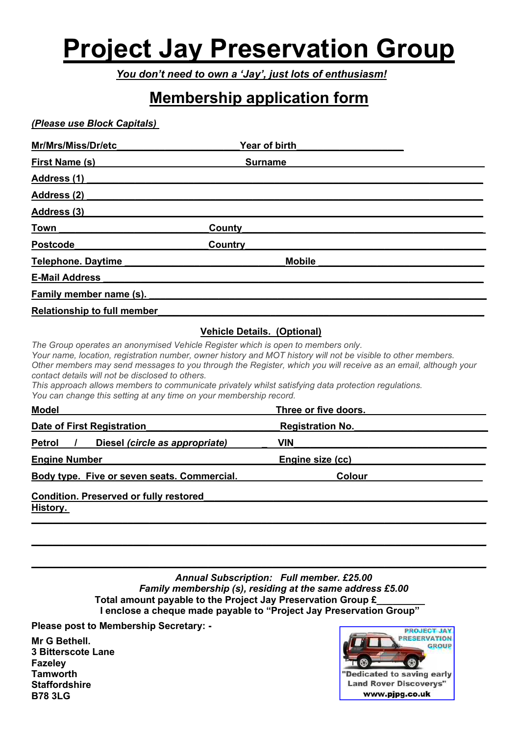# Project Jay Preservation Group

***You don't need to own a 'Jay', just lots of enthusiasm!***

## Membership application form

***(Please use Block Capitals)***

**Mr/Mrs/Miss/Dr/etc** ______________________ **Year of birth** ___________________

**First Name (s)** ______________________ **Surname** ______________________

**Address (1)** ______________________________________________

**Address (2)** ______________________________________________

**Address (3)** ______________________________________________

**Town** ______________________ **County** ______________________

**Postcode** ______________________ **Country** ______________________

**Telephone. Daytime** ______________________ **Mobile** ______________________

**E-Mail Address** ______________________________________________

**Family member name (s).** ______________________________________________

**Relationship to full member** ______________________________________________

### Vehicle Details. (Optional)

*The Group operates an anonymised Vehicle Register which is open to members only.*
*Your name, location, registration number, owner history and MOT history will not be visible to other members.*
*Other members may send messages to you through the Register, which you will receive as an email, although your contact details will not be disclosed to others.*
*This approach allows members to communicate privately whilst satisfying data protection regulations.*
*You can change this setting at any time on your membership record.*

**Model** ______________________ **Three or five doors.** ______________________

**Date of First Registration** ______________________ **Registration No.** ______________________

**Petrol / Diesel *(circle as appropriate)*** ______ **VIN** ______________________

**Engine Number** ______________________ **Engine size (cc)** ______________________

**Body type. Five or seven seats. Commercial.** ______________ **Colour** ______________

**Condition. Preserved or fully restored** ______________________________________________

**History.** ______________________________________________

______________________________________________

______________________________________________

***Annual Subscription: Full member. £25.00***
***Family membership (s), residing at the same address £5.00***
**Total amount payable to the Project Jay Preservation Group £**_________
**I enclose a cheque made payable to "Project Jay Preservation Group"**

**Please post to Membership Secretary: -**

**Mr G Bethell.**
**3 Bitterscote Lane**
**Fazeley**
**Tamworth**
**Staffordshire**
**B78 3LG**

PROJECT JAY PRESERVATION GROUP
"Dedicated to saving early Land Rover Discoverys"
www.pjpg.co.uk